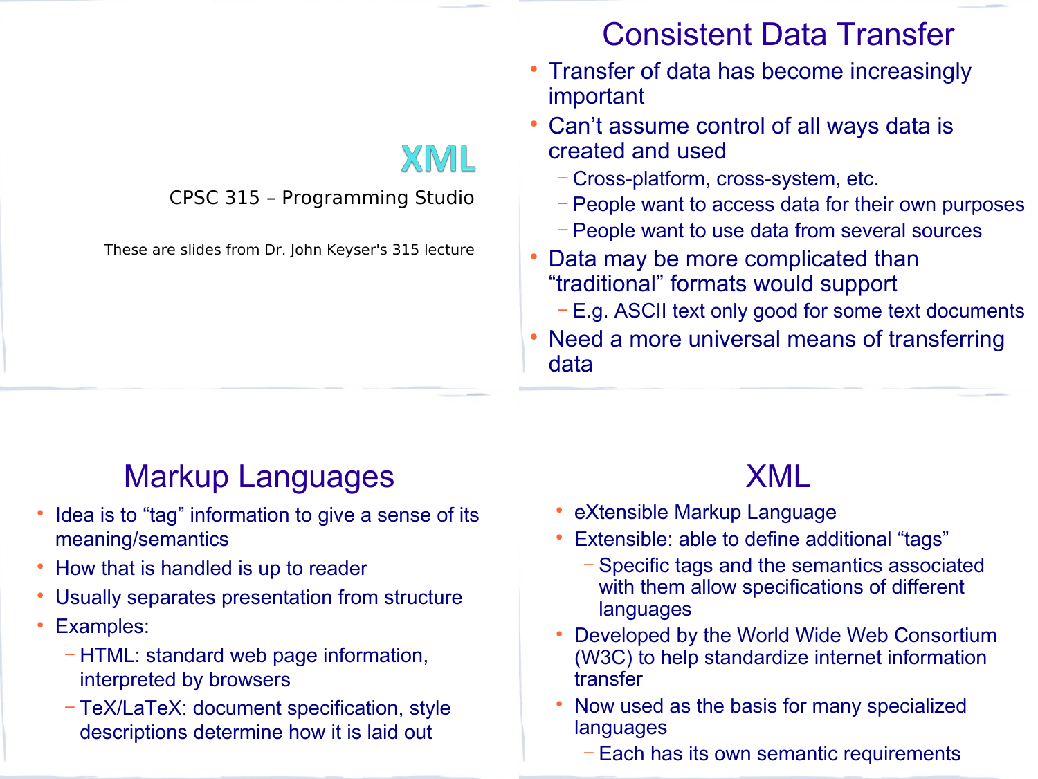# XML

CPSC 315 – Programming Studio

These are slides from Dr. John Keyser's 315 lecture

## Consistent Data Transfer

- Transfer of data has become increasingly important
- Can't assume control of all ways data is created and used
  - Cross-platform, cross-system, etc.
  - People want to access data for their own purposes
  - People want to use data from several sources
- Data may be more complicated than "traditional" formats would support
  - E.g. ASCII text only good for some text documents
- Need a more universal means of transferring data

## Markup Languages

- Idea is to "tag" information to give a sense of its meaning/semantics
- How that is handled is up to reader
- Usually separates presentation from structure
- Examples:
  - HTML: standard web page information, interpreted by browsers
  - TeX/LaTeX: document specification, style descriptions determine how it is laid out

## XML

- eXtensible Markup Language
- Extensible: able to define additional "tags"
  - Specific tags and the semantics associated with them allow specifications of different languages
- Developed by the World Wide Web Consortium (W3C) to help standardize internet information transfer
- Now used as the basis for many specialized languages
  - Each has its own semantic requirements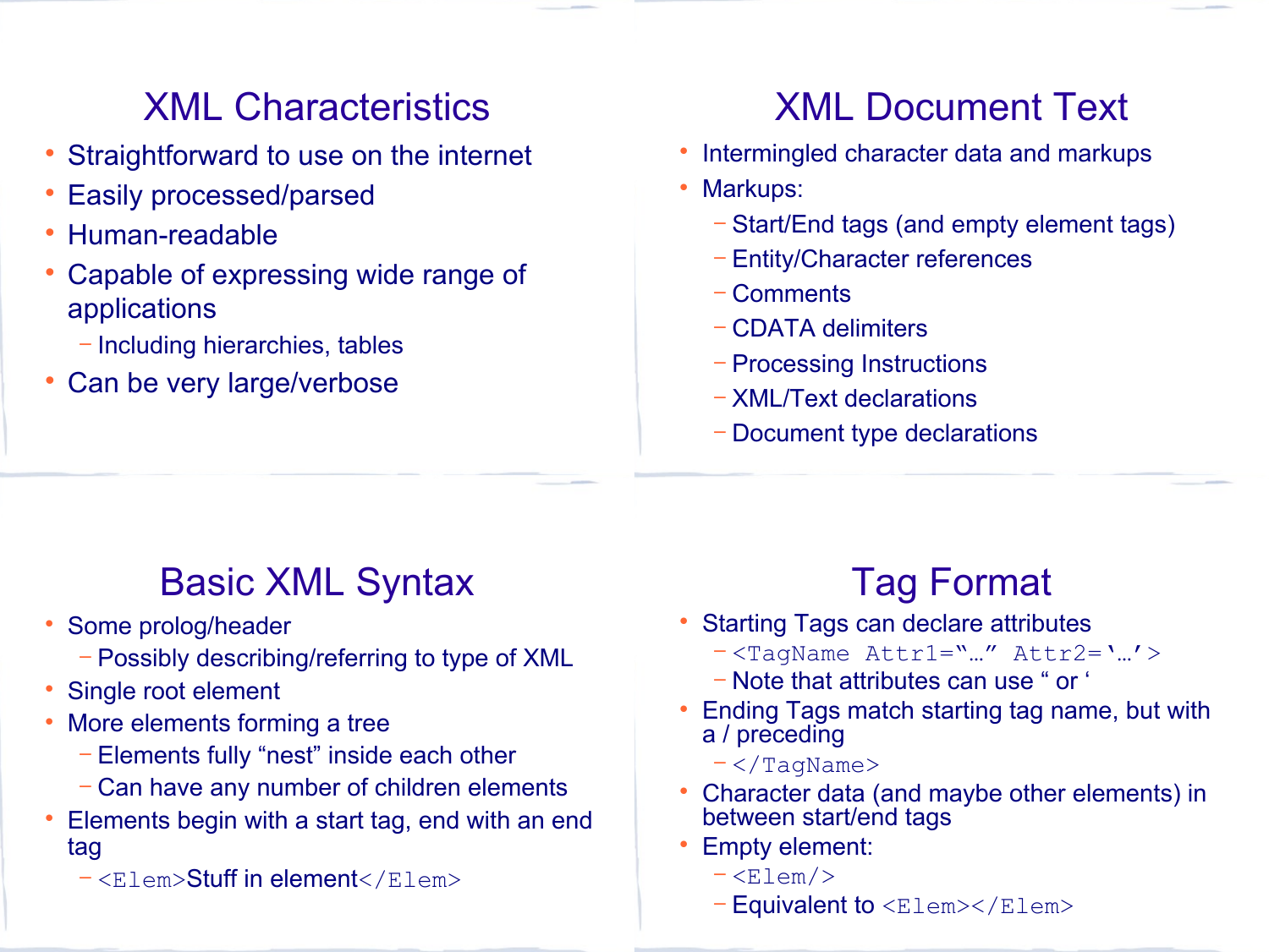## XML Characteristics

- Straightforward to use on the internet
- Easily processed/parsed
- Human-readable
- Capable of expressing wide range of applications
  - Including hierarchies, tables
- Can be very large/verbose

## XML Document Text

- Intermingled character data and markups
- Markups:
  - Start/End tags (and empty element tags)
  - Entity/Character references
  - Comments
  - CDATA delimiters
  - Processing Instructions
  - XML/Text declarations
  - Document type declarations

## Basic XML Syntax

- Some prolog/header
  - Possibly describing/referring to type of XML
- Single root element
- More elements forming a tree
  - Elements fully "nest" inside each other
  - Can have any number of children elements
- Elements begin with a start tag, end with an end tag
  - `<Elem>`Stuff in element`</Elem>`

## Tag Format

- Starting Tags can declare attributes
  - `<TagName Attr1="…" Attr2='…'>`
  - Note that attributes can use " or '
- Ending Tags match starting tag name, but with a / preceding
  - `</TagName>`
- Character data (and maybe other elements) in between start/end tags
- Empty element:
  - `<Elem/>`
  - Equivalent to `<Elem></Elem>`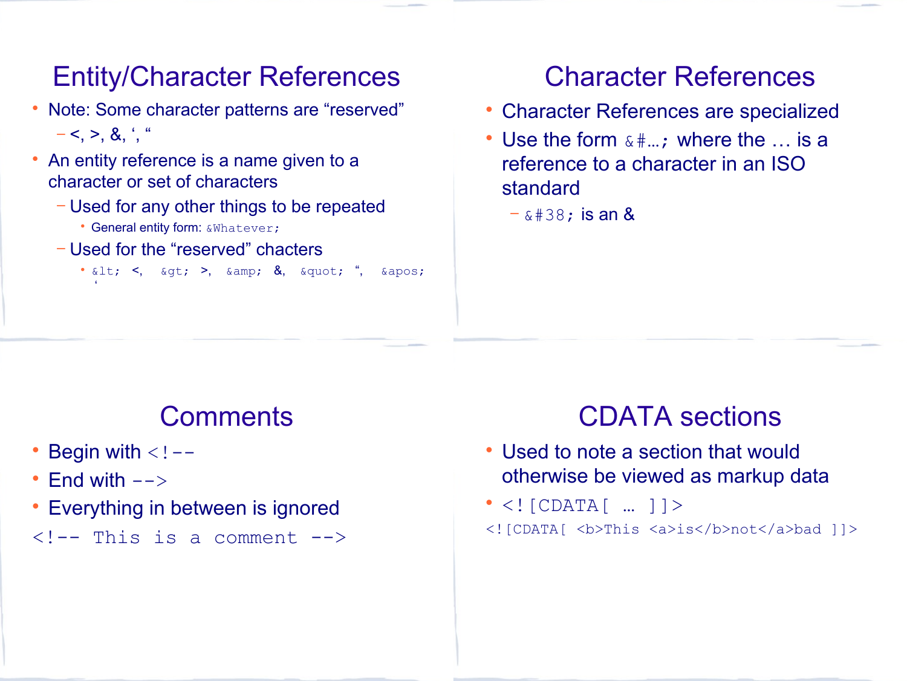## Entity/Character References

- Note: Some character patterns are "reserved"
  - <, >, &, ', "
- An entity reference is a name given to a character or set of characters
  - Used for any other things to be repeated
    - General entity form: `&Whatever;`
  - Used for the "reserved" chacters
    - `&lt;` <, `&gt;` >, `&amp;` &, `&quot;` ", `&apos;` '

## Character References

- Character References are specialized
- Use the form `&#…;` where the … is a reference to a character in an ISO standard
  - `&#38;` is an &

## Comments

- Begin with `<!--`
- End with `-->`
- Everything in between is ignored

```
<!-- This is a comment -->
```

## CDATA sections

- Used to note a section that would otherwise be viewed as markup data
- `<![CDATA[ … ]]>`

```
<![CDATA[ <b>This <a>is</b>not</a>bad ]]>
```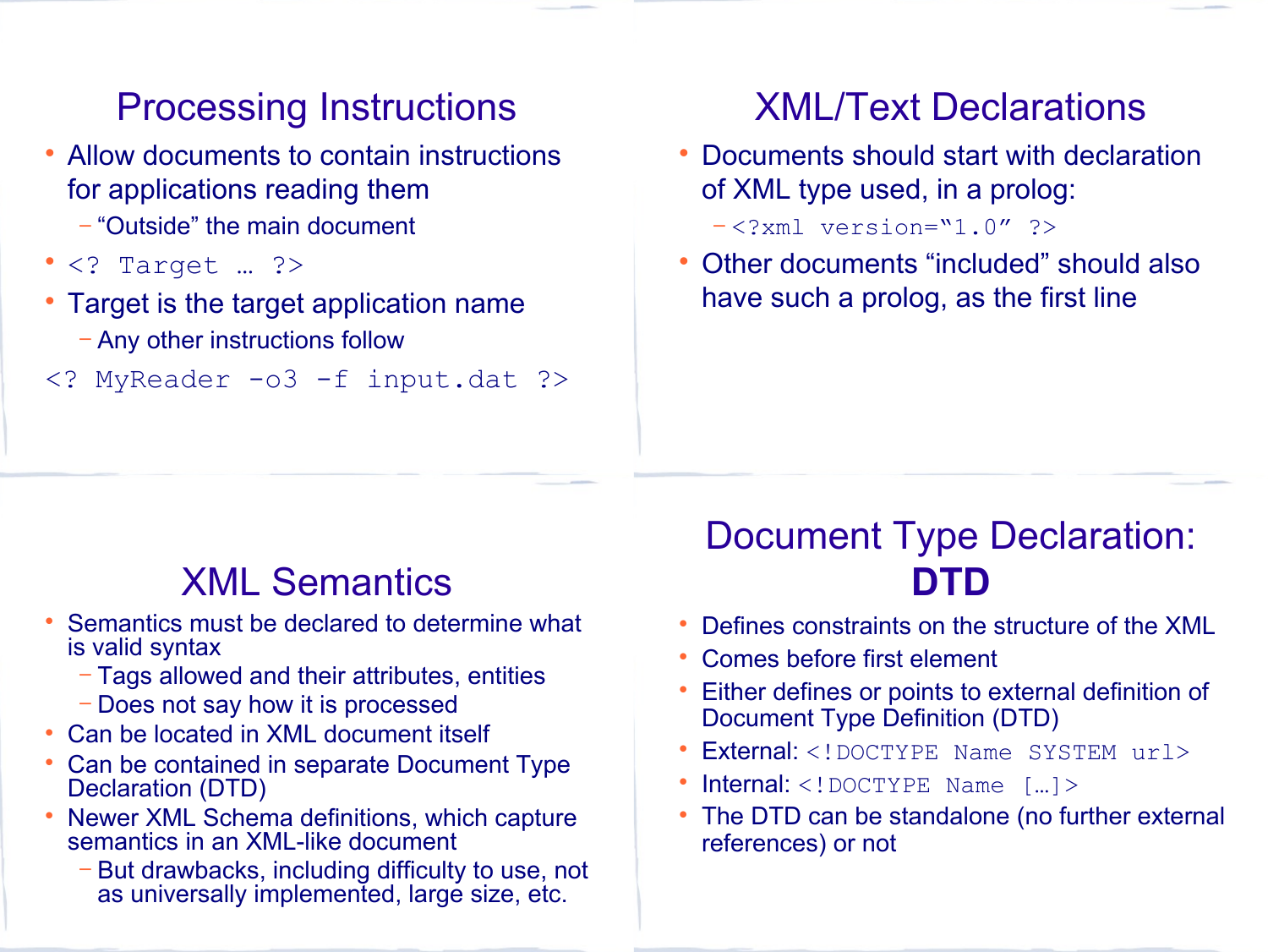## Processing Instructions

- Allow documents to contain instructions for applications reading them
  - "Outside" the main document
- `<? Target … ?>`
- Target is the target application name
  - Any other instructions follow

```
<? MyReader -o3 -f input.dat ?>
```

## XML/Text Declarations

- Documents should start with declaration of XML type used, in a prolog:
  - `<?xml version="1.0" ?>`
- Other documents "included" should also have such a prolog, as the first line

## XML Semantics

- Semantics must be declared to determine what is valid syntax
  - Tags allowed and their attributes, entities
  - Does not say how it is processed
- Can be located in XML document itself
- Can be contained in separate Document Type Declaration (DTD)
- Newer XML Schema definitions, which capture semantics in an XML-like document
  - But drawbacks, including difficulty to use, not as universally implemented, large size, etc.

## Document Type Declaration: **DTD**

- Defines constraints on the structure of the XML
- Comes before first element
- Either defines or points to external definition of Document Type Definition (DTD)
- External: `<!DOCTYPE Name SYSTEM url>`
- Internal: `<!DOCTYPE Name […]>`
- The DTD can be standalone (no further external references) or not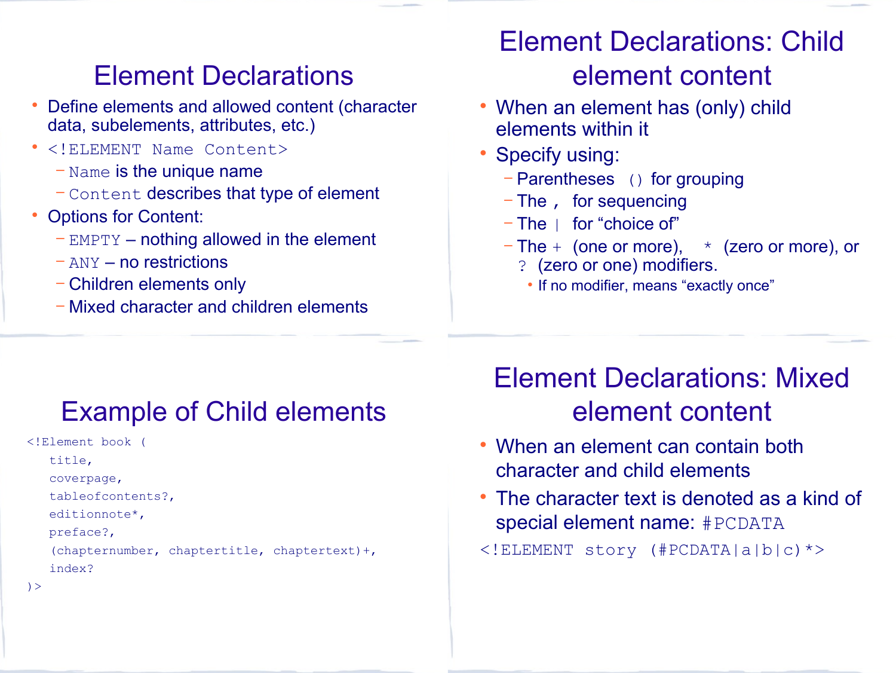## Element Declarations

- Define elements and allowed content (character data, subelements, attributes, etc.)
- `<!ELEMENT Name Content>`
  - `Name` is the unique name
  - `Content` describes that type of element
- Options for Content:
  - `EMPTY` – nothing allowed in the element
  - `ANY` – no restrictions
  - Children elements only
  - Mixed character and children elements

## Element Declarations: Child element content

- When an element has (only) child elements within it
- Specify using:
  - Parentheses `()` for grouping
  - The `,` for sequencing
  - The `|` for "choice of"
  - The `+` (one or more), `*` (zero or more), or `?` (zero or one) modifiers.
    - If no modifier, means "exactly once"

## Example of Child elements

```
<!Element book (
   title,
   coverpage,
   tableofcontents?,
   editionnote*,
   preface?,
   (chapternumber, chaptertitle, chaptertext)+,
   index?
)>
```

## Element Declarations: Mixed element content

- When an element can contain both character and child elements
- The character text is denoted as a kind of special element name: `#PCDATA`

```
<!ELEMENT story (#PCDATA|a|b|c)*>
```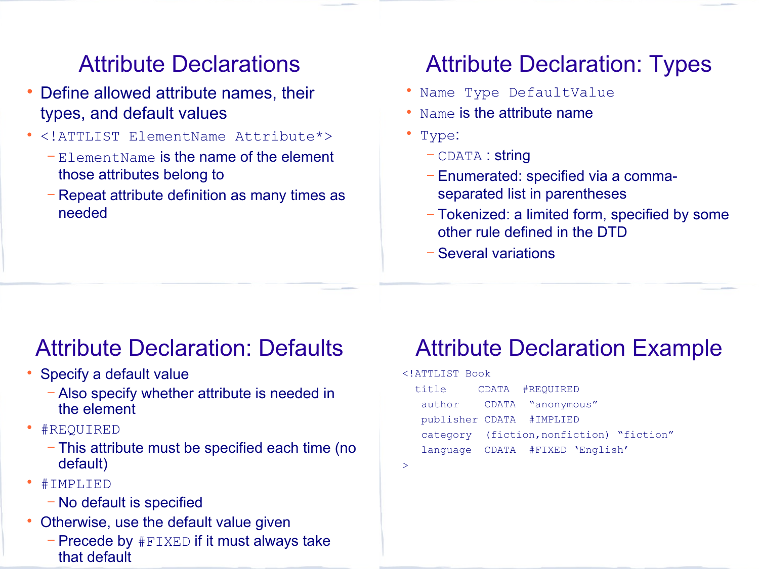# Attribute Declarations

- Define allowed attribute names, their types, and default values
- `<!ATTLIST ElementName Attribute*>`
  - `ElementName` is the name of the element those attributes belong to
  - Repeat attribute definition as many times as needed

# Attribute Declaration: Types

- `Name Type DefaultValue`
- `Name` is the attribute name
- `Type`:
  - `CDATA` : string
  - Enumerated: specified via a comma-separated list in parentheses
  - Tokenized: a limited form, specified by some other rule defined in the DTD
  - Several variations

# Attribute Declaration: Defaults

- Specify a default value
  - Also specify whether attribute is needed in the element
- `#REQUIRED`
  - This attribute must be specified each time (no default)
- `#IMPLIED`
  - No default is specified
- Otherwise, use the default value given
  - Precede by `#FIXED` if it must always take that default

# Attribute Declaration Example

```
<!ATTLIST Book
  title     CDATA  #REQUIRED
   author    CDATA  "anonymous"
   publisher CDATA  #IMPLIED
   category  (fiction,nonfiction) "fiction"
   language  CDATA  #FIXED 'English'
>
```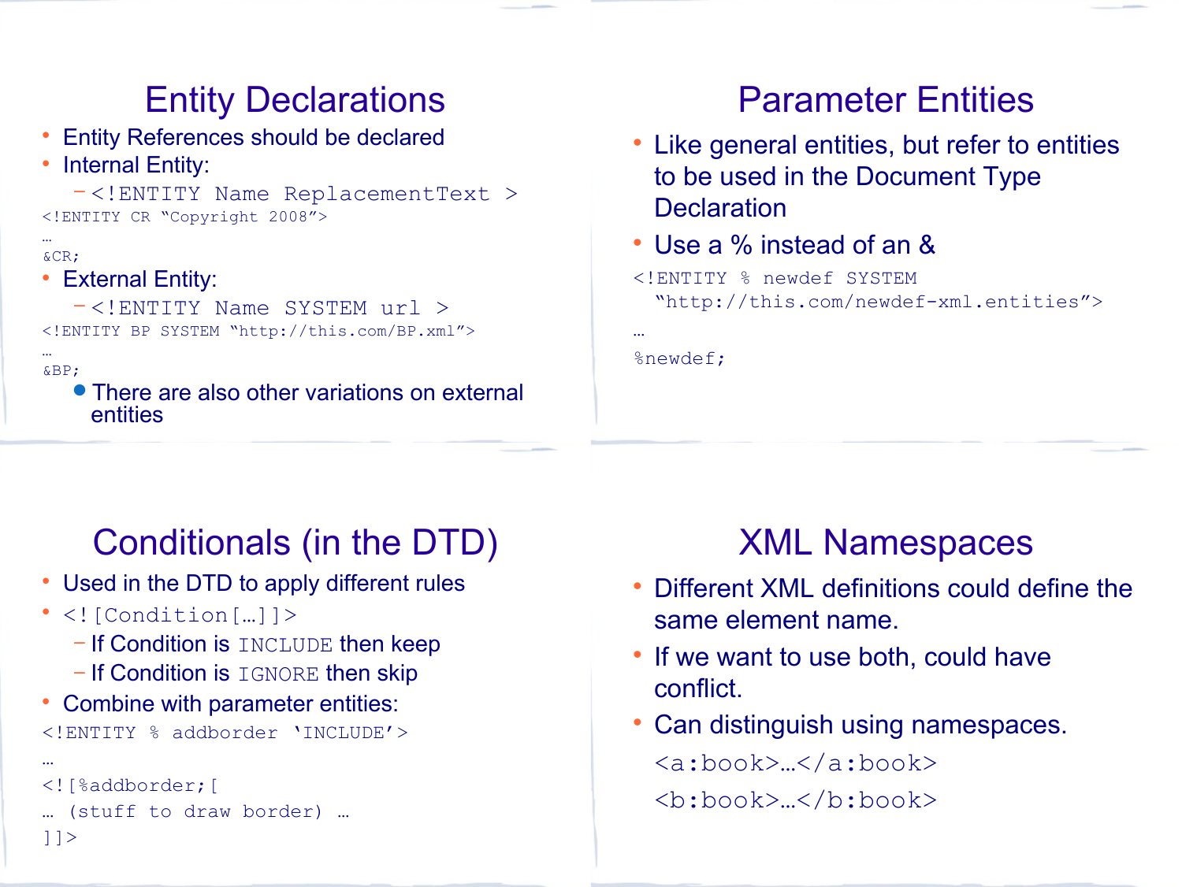# Entity Declarations

- Entity References should be declared
- Internal Entity:
  - `<!ENTITY Name ReplacementText >`

```
<!ENTITY CR “Copyright 2008”>
…
&CR;
```

- External Entity:
  - `<!ENTITY Name SYSTEM url >`

```
<!ENTITY BP SYSTEM “http://this.com/BP.xml”>
…
&BP;
```

- There are also other variations on external entities

# Parameter Entities

- Like general entities, but refer to entities to be used in the Document Type Declaration
- Use a % instead of an &

```
<!ENTITY % newdef SYSTEM
  “http://this.com/newdef-xml.entities”>
…
%newdef;
```

# Conditionals (in the DTD)

- Used in the DTD to apply different rules
- `<![Condition[…]]>`
  - If Condition is `INCLUDE` then keep
  - If Condition is `IGNORE` then skip
- Combine with parameter entities:

```
<!ENTITY % addborder ‘INCLUDE’>
…
<![%addborder;[
… (stuff to draw border) …
]]>
```

# XML Namespaces

- Different XML definitions could define the same element name.
- If we want to use both, could have conflict.
- Can distinguish using namespaces.

```
<a:book>…</a:book>
<b:book>…</b:book>
```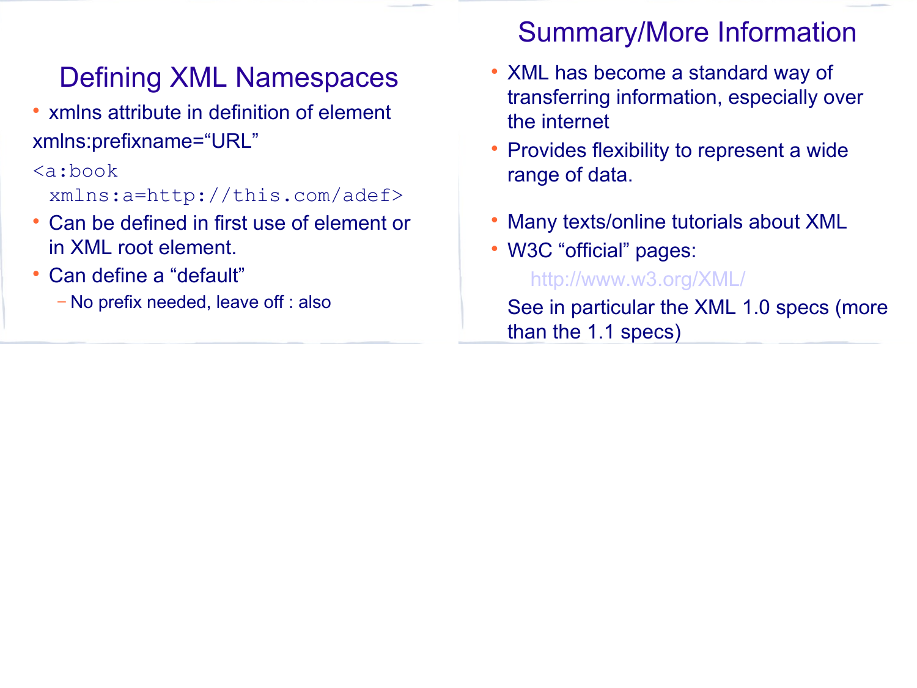## Defining XML Namespaces

- xmlns attribute in definition of element

xmlns:prefixname="URL"

```
<a:book
  xmlns:a=http://this.com/adef>
```

- Can be defined in first use of element or in XML root element.
- Can define a "default"
  - No prefix needed, leave off : also

## Summary/More Information

- XML has become a standard way of transferring information, especially over the internet
- Provides flexibility to represent a wide range of data.

- Many texts/online tutorials about XML
- W3C "official" pages:

  http://www.w3.org/XML/

  See in particular the XML 1.0 specs (more than the 1.1 specs)